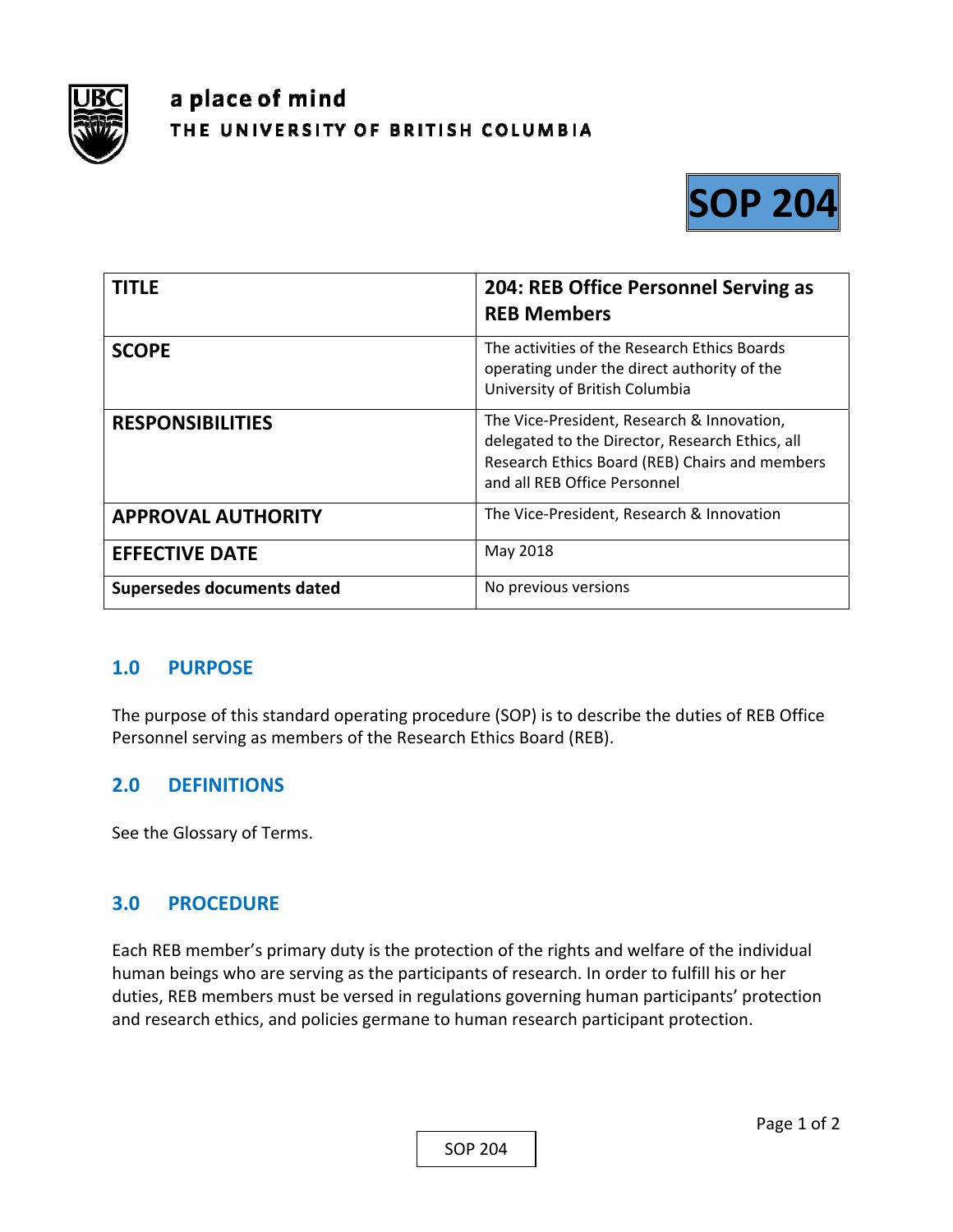a place of mind
THE UNIVERSITY OF BRITISH COLUMBIA

# SOP 204

| | |
|---|---|
| **TITLE** | **204: REB Office Personnel Serving as REB Members** |
| **SCOPE** | The activities of the Research Ethics Boards operating under the direct authority of the University of British Columbia |
| **RESPONSIBILITIES** | The Vice-President, Research & Innovation, delegated to the Director, Research Ethics, all Research Ethics Board (REB) Chairs and members and all REB Office Personnel |
| **APPROVAL AUTHORITY** | The Vice-President, Research & Innovation |
| **EFFECTIVE DATE** | May 2018 |
| **Supersedes documents dated** | No previous versions |

## 1.0 PURPOSE

The purpose of this standard operating procedure (SOP) is to describe the duties of REB Office Personnel serving as members of the Research Ethics Board (REB).

## 2.0 DEFINITIONS

See the Glossary of Terms.

## 3.0 PROCEDURE

Each REB member's primary duty is the protection of the rights and welfare of the individual human beings who are serving as the participants of research. In order to fulfill his or her duties, REB members must be versed in regulations governing human participants' protection and research ethics, and policies germane to human research participant protection.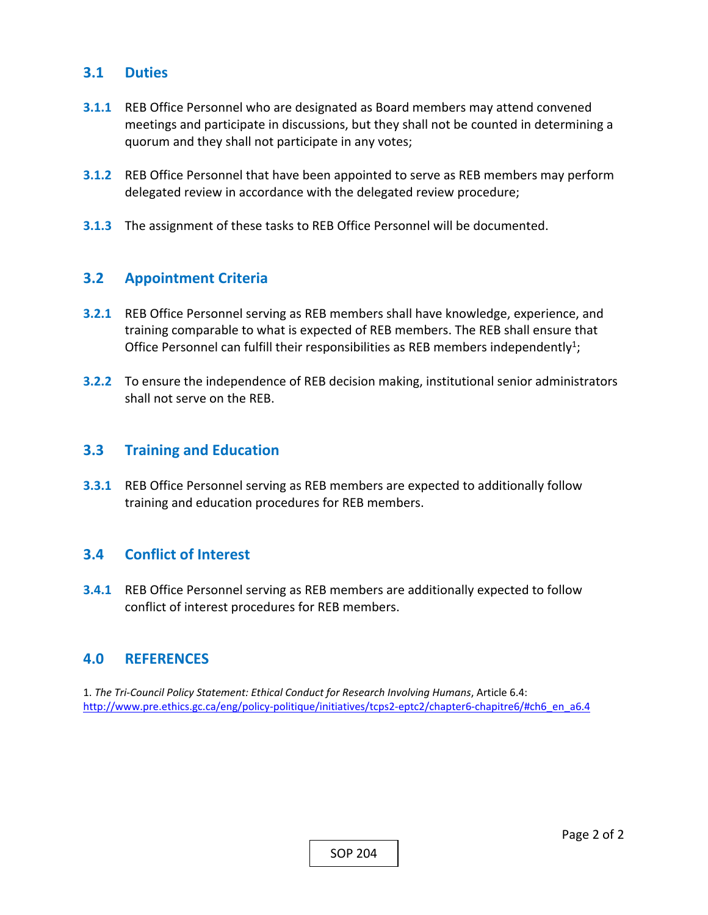## 3.1 Duties

**3.1.1** REB Office Personnel who are designated as Board members may attend convened meetings and participate in discussions, but they shall not be counted in determining a quorum and they shall not participate in any votes;

**3.1.2** REB Office Personnel that have been appointed to serve as REB members may perform delegated review in accordance with the delegated review procedure;

**3.1.3** The assignment of these tasks to REB Office Personnel will be documented.

## 3.2 Appointment Criteria

**3.2.1** REB Office Personnel serving as REB members shall have knowledge, experience, and training comparable to what is expected of REB members. The REB shall ensure that Office Personnel can fulfill their responsibilities as REB members independently[1];

**3.2.2** To ensure the independence of REB decision making, institutional senior administrators shall not serve on the REB.

## 3.3 Training and Education

**3.3.1** REB Office Personnel serving as REB members are expected to additionally follow training and education procedures for REB members.

## 3.4 Conflict of Interest

**3.4.1** REB Office Personnel serving as REB members are additionally expected to follow conflict of interest procedures for REB members.

## 4.0 REFERENCES

1. *The Tri-Council Policy Statement: Ethical Conduct for Research Involving Humans*, Article 6.4: http://www.pre.ethics.gc.ca/eng/policy-politique/initiatives/tcps2-eptc2/chapter6-chapitre6/#ch6_en_a6.4

SOP 204